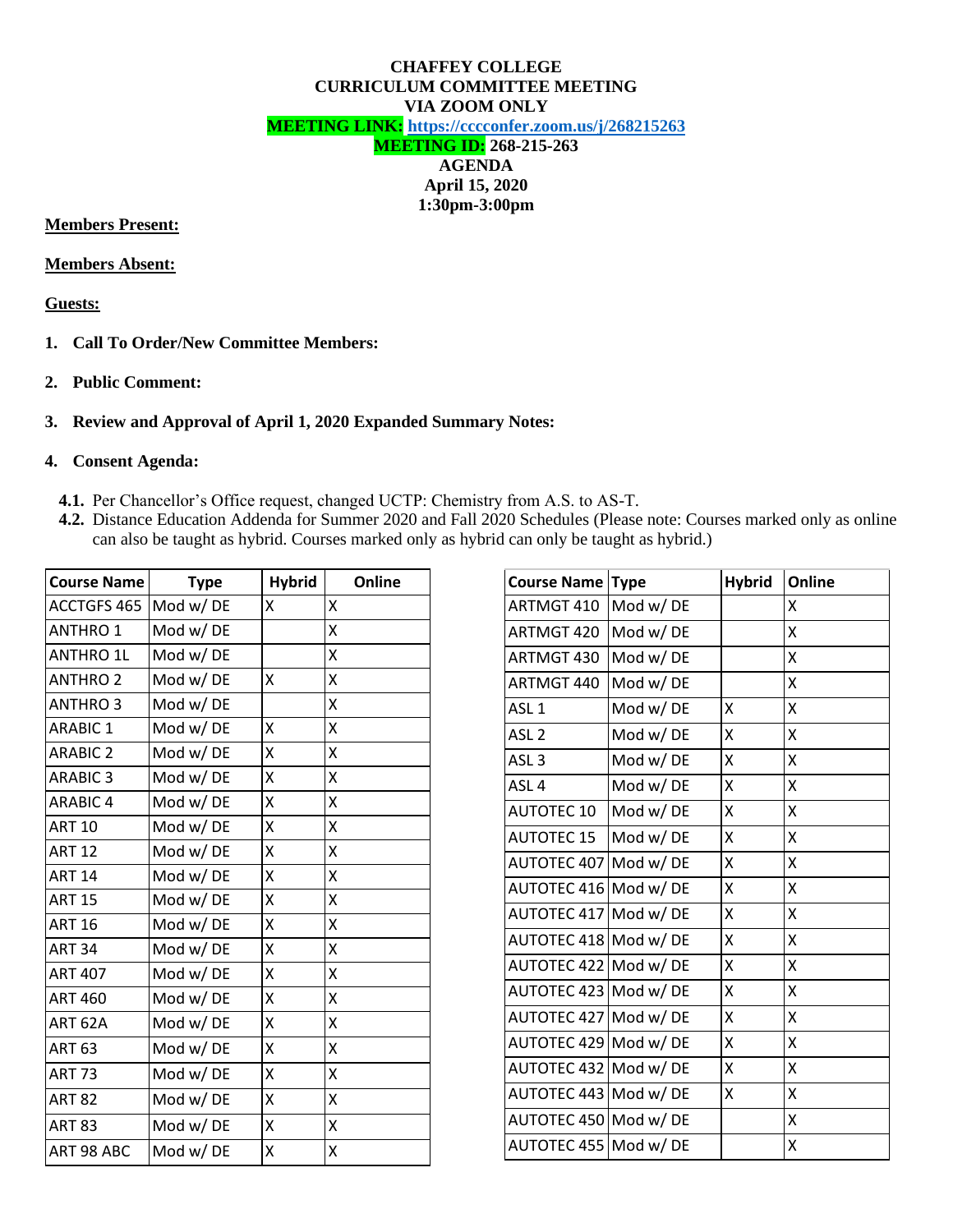**CHAFFEY COLLEGE**
**CURRICULUM COMMITTEE MEETING**
**VIA ZOOM ONLY**
**MEETING LINK: https://cccconfer.zoom.us/j/268215263**
**MEETING ID: 268-215-263**
**AGENDA**
**April 15, 2020**
**1:30pm-3:00pm**

**Members Present:**

**Members Absent:**

**Guests:**

1. **Call To Order/New Committee Members:**
2. **Public Comment:**
3. **Review and Approval of April 1, 2020 Expanded Summary Notes:**
4. **Consent Agenda:**

**4.1.** Per Chancellor's Office request, changed UCTP: Chemistry from A.S. to AS-T.

**4.2.** Distance Education Addenda for Summer 2020 and Fall 2020 Schedules (Please note: Courses marked only as online can also be taught as hybrid. Courses marked only as hybrid can only be taught as hybrid.)

| Course Name | Type | Hybrid | Online |
|---|---|---|---|
| ACCTGFS 465 | Mod w/ DE | X | X |
| ANTHRO 1 | Mod w/ DE | | X |
| ANTHRO 1L | Mod w/ DE | | X |
| ANTHRO 2 | Mod w/ DE | X | X |
| ANTHRO 3 | Mod w/ DE | | X |
| ARABIC 1 | Mod w/ DE | X | X |
| ARABIC 2 | Mod w/ DE | X | X |
| ARABIC 3 | Mod w/ DE | X | X |
| ARABIC 4 | Mod w/ DE | X | X |
| ART 10 | Mod w/ DE | X | X |
| ART 12 | Mod w/ DE | X | X |
| ART 14 | Mod w/ DE | X | X |
| ART 15 | Mod w/ DE | X | X |
| ART 16 | Mod w/ DE | X | X |
| ART 34 | Mod w/ DE | X | X |
| ART 407 | Mod w/ DE | X | X |
| ART 460 | Mod w/ DE | X | X |
| ART 62A | Mod w/ DE | X | X |
| ART 63 | Mod w/ DE | X | X |
| ART 73 | Mod w/ DE | X | X |
| ART 82 | Mod w/ DE | X | X |
| ART 83 | Mod w/ DE | X | X |
| ART 98 ABC | Mod w/ DE | X | X |

| Course Name | Type | Hybrid | Online |
|---|---|---|---|
| ARTMGT 410 | Mod w/ DE | | X |
| ARTMGT 420 | Mod w/ DE | | X |
| ARTMGT 430 | Mod w/ DE | | X |
| ARTMGT 440 | Mod w/ DE | | X |
| ASL 1 | Mod w/ DE | X | X |
| ASL 2 | Mod w/ DE | X | X |
| ASL 3 | Mod w/ DE | X | X |
| ASL 4 | Mod w/ DE | X | X |
| AUTOTEC 10 | Mod w/ DE | X | X |
| AUTOTEC 15 | Mod w/ DE | X | X |
| AUTOTEC 407 | Mod w/ DE | X | X |
| AUTOTEC 416 | Mod w/ DE | X | X |
| AUTOTEC 417 | Mod w/ DE | X | X |
| AUTOTEC 418 | Mod w/ DE | X | X |
| AUTOTEC 422 | Mod w/ DE | X | X |
| AUTOTEC 423 | Mod w/ DE | X | X |
| AUTOTEC 427 | Mod w/ DE | X | X |
| AUTOTEC 429 | Mod w/ DE | X | X |
| AUTOTEC 432 | Mod w/ DE | X | X |
| AUTOTEC 443 | Mod w/ DE | X | X |
| AUTOTEC 450 | Mod w/ DE | | X |
| AUTOTEC 455 | Mod w/ DE | | X |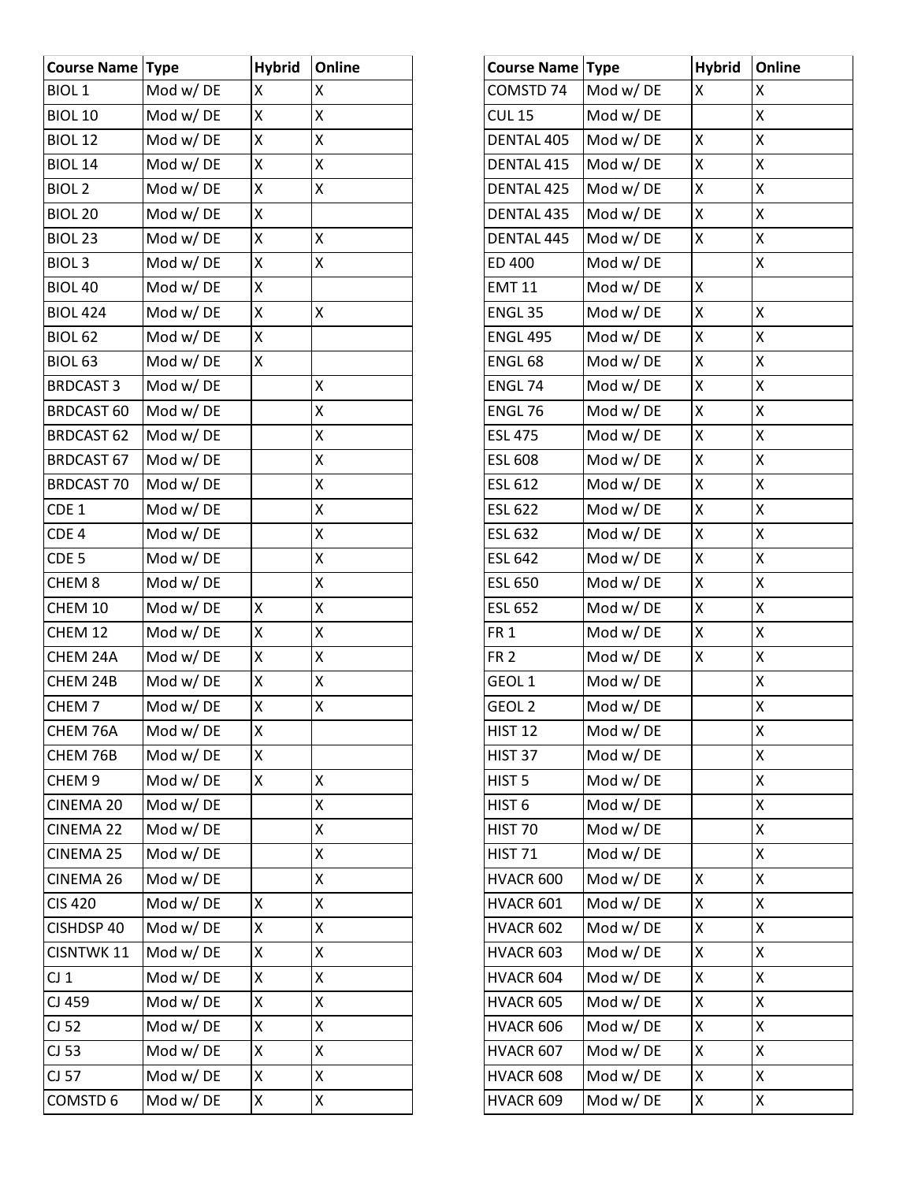| Course Name | Type | Hybrid | Online |
|---|---|---|---|
| BIOL 1 | Mod w/ DE | X | X |
| BIOL 10 | Mod w/ DE | X | X |
| BIOL 12 | Mod w/ DE | X | X |
| BIOL 14 | Mod w/ DE | X | X |
| BIOL 2 | Mod w/ DE | X | X |
| BIOL 20 | Mod w/ DE | X | |
| BIOL 23 | Mod w/ DE | X | X |
| BIOL 3 | Mod w/ DE | X | X |
| BIOL 40 | Mod w/ DE | X | |
| BIOL 424 | Mod w/ DE | X | X |
| BIOL 62 | Mod w/ DE | X | |
| BIOL 63 | Mod w/ DE | X | |
| BRDCAST 3 | Mod w/ DE | | X |
| BRDCAST 60 | Mod w/ DE | | X |
| BRDCAST 62 | Mod w/ DE | | X |
| BRDCAST 67 | Mod w/ DE | | X |
| BRDCAST 70 | Mod w/ DE | | X |
| CDE 1 | Mod w/ DE | | X |
| CDE 4 | Mod w/ DE | | X |
| CDE 5 | Mod w/ DE | | X |
| CHEM 8 | Mod w/ DE | | X |
| CHEM 10 | Mod w/ DE | X | X |
| CHEM 12 | Mod w/ DE | X | X |
| CHEM 24A | Mod w/ DE | X | X |
| CHEM 24B | Mod w/ DE | X | X |
| CHEM 7 | Mod w/ DE | X | X |
| CHEM 76A | Mod w/ DE | X | |
| CHEM 76B | Mod w/ DE | X | |
| CHEM 9 | Mod w/ DE | X | X |
| CINEMA 20 | Mod w/ DE | | X |
| CINEMA 22 | Mod w/ DE | | X |
| CINEMA 25 | Mod w/ DE | | X |
| CINEMA 26 | Mod w/ DE | | X |
| CIS 420 | Mod w/ DE | X | X |
| CISHDSP 40 | Mod w/ DE | X | X |
| CISNTWK 11 | Mod w/ DE | X | X |
| CJ 1 | Mod w/ DE | X | X |
| CJ 459 | Mod w/ DE | X | X |
| CJ 52 | Mod w/ DE | X | X |
| CJ 53 | Mod w/ DE | X | X |
| CJ 57 | Mod w/ DE | X | X |
| COMSTD 6 | Mod w/ DE | X | X |

| Course Name | Type | Hybrid | Online |
|---|---|---|---|
| COMSTD 74 | Mod w/ DE | X | X |
| CUL 15 | Mod w/ DE | | X |
| DENTAL 405 | Mod w/ DE | X | X |
| DENTAL 415 | Mod w/ DE | X | X |
| DENTAL 425 | Mod w/ DE | X | X |
| DENTAL 435 | Mod w/ DE | X | X |
| DENTAL 445 | Mod w/ DE | X | X |
| ED 400 | Mod w/ DE | | X |
| EMT 11 | Mod w/ DE | X | |
| ENGL 35 | Mod w/ DE | X | X |
| ENGL 495 | Mod w/ DE | X | X |
| ENGL 68 | Mod w/ DE | X | X |
| ENGL 74 | Mod w/ DE | X | X |
| ENGL 76 | Mod w/ DE | X | X |
| ESL 475 | Mod w/ DE | X | X |
| ESL 608 | Mod w/ DE | X | X |
| ESL 612 | Mod w/ DE | X | X |
| ESL 622 | Mod w/ DE | X | X |
| ESL 632 | Mod w/ DE | X | X |
| ESL 642 | Mod w/ DE | X | X |
| ESL 650 | Mod w/ DE | X | X |
| ESL 652 | Mod w/ DE | X | X |
| FR 1 | Mod w/ DE | X | X |
| FR 2 | Mod w/ DE | X | X |
| GEOL 1 | Mod w/ DE | | X |
| GEOL 2 | Mod w/ DE | | X |
| HIST 12 | Mod w/ DE | | X |
| HIST 37 | Mod w/ DE | | X |
| HIST 5 | Mod w/ DE | | X |
| HIST 6 | Mod w/ DE | | X |
| HIST 70 | Mod w/ DE | | X |
| HIST 71 | Mod w/ DE | | X |
| HVACR 600 | Mod w/ DE | X | X |
| HVACR 601 | Mod w/ DE | X | X |
| HVACR 602 | Mod w/ DE | X | X |
| HVACR 603 | Mod w/ DE | X | X |
| HVACR 604 | Mod w/ DE | X | X |
| HVACR 605 | Mod w/ DE | X | X |
| HVACR 606 | Mod w/ DE | X | X |
| HVACR 607 | Mod w/ DE | X | X |
| HVACR 608 | Mod w/ DE | X | X |
| HVACR 609 | Mod w/ DE | X | X |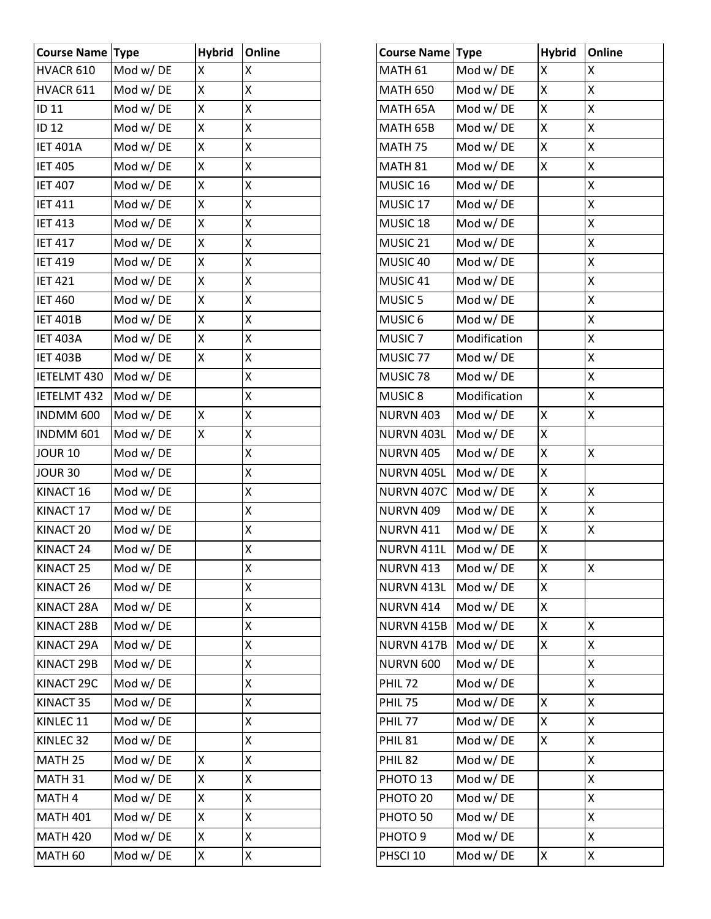| Course Name | Type | Hybrid | Online |
|---|---|---|---|
| HVACR 610 | Mod w/ DE | X | X |
| HVACR 611 | Mod w/ DE | X | X |
| ID 11 | Mod w/ DE | X | X |
| ID 12 | Mod w/ DE | X | X |
| IET 401A | Mod w/ DE | X | X |
| IET 405 | Mod w/ DE | X | X |
| IET 407 | Mod w/ DE | X | X |
| IET 411 | Mod w/ DE | X | X |
| IET 413 | Mod w/ DE | X | X |
| IET 417 | Mod w/ DE | X | X |
| IET 419 | Mod w/ DE | X | X |
| IET 421 | Mod w/ DE | X | X |
| IET 460 | Mod w/ DE | X | X |
| IET 401B | Mod w/ DE | X | X |
| IET 403A | Mod w/ DE | X | X |
| IET 403B | Mod w/ DE | X | X |
| IETELMT 430 | Mod w/ DE | | X |
| IETELMT 432 | Mod w/ DE | | X |
| INDMM 600 | Mod w/ DE | X | X |
| INDMM 601 | Mod w/ DE | X | X |
| JOUR 10 | Mod w/ DE | | X |
| JOUR 30 | Mod w/ DE | | X |
| KINACT 16 | Mod w/ DE | | X |
| KINACT 17 | Mod w/ DE | | X |
| KINACT 20 | Mod w/ DE | | X |
| KINACT 24 | Mod w/ DE | | X |
| KINACT 25 | Mod w/ DE | | X |
| KINACT 26 | Mod w/ DE | | X |
| KINACT 28A | Mod w/ DE | | X |
| KINACT 28B | Mod w/ DE | | X |
| KINACT 29A | Mod w/ DE | | X |
| KINACT 29B | Mod w/ DE | | X |
| KINACT 29C | Mod w/ DE | | X |
| KINACT 35 | Mod w/ DE | | X |
| KINLEC 11 | Mod w/ DE | | X |
| KINLEC 32 | Mod w/ DE | | X |
| MATH 25 | Mod w/ DE | X | X |
| MATH 31 | Mod w/ DE | X | X |
| MATH 4 | Mod w/ DE | X | X |
| MATH 401 | Mod w/ DE | X | X |
| MATH 420 | Mod w/ DE | X | X |
| MATH 60 | Mod w/ DE | X | X |
| MATH 61 | Mod w/ DE | X | X |
| MATH 650 | Mod w/ DE | X | X |
| MATH 65A | Mod w/ DE | X | X |
| MATH 65B | Mod w/ DE | X | X |
| MATH 75 | Mod w/ DE | X | X |
| MATH 81 | Mod w/ DE | X | X |
| MUSIC 16 | Mod w/ DE | | X |
| MUSIC 17 | Mod w/ DE | | X |
| MUSIC 18 | Mod w/ DE | | X |
| MUSIC 21 | Mod w/ DE | | X |
| MUSIC 40 | Mod w/ DE | | X |
| MUSIC 41 | Mod w/ DE | | X |
| MUSIC 5 | Mod w/ DE | | X |
| MUSIC 6 | Mod w/ DE | | X |
| MUSIC 7 | Modification | | X |
| MUSIC 77 | Mod w/ DE | | X |
| MUSIC 78 | Mod w/ DE | | X |
| MUSIC 8 | Modification | | X |
| NURVN 403 | Mod w/ DE | X | X |
| NURVN 403L | Mod w/ DE | X | |
| NURVN 405 | Mod w/ DE | X | X |
| NURVN 405L | Mod w/ DE | X | |
| NURVN 407C | Mod w/ DE | X | X |
| NURVN 409 | Mod w/ DE | X | X |
| NURVN 411 | Mod w/ DE | X | X |
| NURVN 411L | Mod w/ DE | X | |
| NURVN 413 | Mod w/ DE | X | X |
| NURVN 413L | Mod w/ DE | X | |
| NURVN 414 | Mod w/ DE | X | |
| NURVN 415B | Mod w/ DE | X | X |
| NURVN 417B | Mod w/ DE | X | X |
| NURVN 600 | Mod w/ DE | | X |
| PHIL 72 | Mod w/ DE | | X |
| PHIL 75 | Mod w/ DE | X | X |
| PHIL 77 | Mod w/ DE | X | X |
| PHIL 81 | Mod w/ DE | X | X |
| PHIL 82 | Mod w/ DE | | X |
| PHOTO 13 | Mod w/ DE | | X |
| PHOTO 20 | Mod w/ DE | | X |
| PHOTO 50 | Mod w/ DE | | X |
| PHOTO 9 | Mod w/ DE | | X |
| PHSCI 10 | Mod w/ DE | X | X |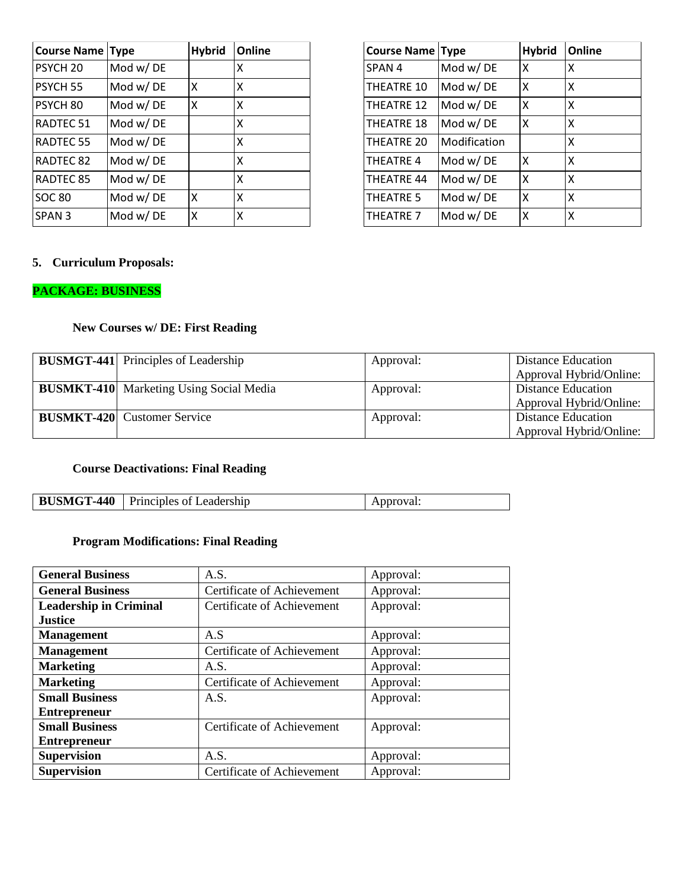| Course Name | Type | Hybrid | Online |
|---|---|---|---|
| PSYCH 20 | Mod w/ DE | | X |
| PSYCH 55 | Mod w/ DE | X | X |
| PSYCH 80 | Mod w/ DE | X | X |
| RADTEC 51 | Mod w/ DE | | X |
| RADTEC 55 | Mod w/ DE | | X |
| RADTEC 82 | Mod w/ DE | | X |
| RADTEC 85 | Mod w/ DE | | X |
| SOC 80 | Mod w/ DE | X | X |
| SPAN 3 | Mod w/ DE | X | X |

| Course Name | Type | Hybrid | Online |
|---|---|---|---|
| SPAN 4 | Mod w/ DE | X | X |
| THEATRE 10 | Mod w/ DE | X | X |
| THEATRE 12 | Mod w/ DE | X | X |
| THEATRE 18 | Mod w/ DE | X | X |
| THEATRE 20 | Modification | | X |
| THEATRE 4 | Mod w/ DE | X | X |
| THEATRE 44 | Mod w/ DE | X | X |
| THEATRE 5 | Mod w/ DE | X | X |
| THEATRE 7 | Mod w/ DE | X | X |

**5. Curriculum Proposals:**

**PACKAGE: BUSINESS**

**New Courses w/ DE: First Reading**

| | | | |
|---|---|---|---|
| **BUSMGT-441** | Principles of Leadership | Approval: | Distance Education Approval Hybrid/Online: |
| **BUSMKT-410** | Marketing Using Social Media | Approval: | Distance Education Approval Hybrid/Online: |
| **BUSMKT-420** | Customer Service | Approval: | Distance Education Approval Hybrid/Online: |

**Course Deactivations: Final Reading**

| | | |
|---|---|---|
| **BUSMGT-440** | Principles of Leadership | Approval: |

**Program Modifications: Final Reading**

| | | |
|---|---|---|
| **General Business** | A.S. | Approval: |
| **General Business** | Certificate of Achievement | Approval: |
| **Leadership in Criminal Justice** | Certificate of Achievement | Approval: |
| **Management** | A.S | Approval: |
| **Management** | Certificate of Achievement | Approval: |
| **Marketing** | A.S. | Approval: |
| **Marketing** | Certificate of Achievement | Approval: |
| **Small Business Entrepreneur** | A.S. | Approval: |
| **Small Business Entrepreneur** | Certificate of Achievement | Approval: |
| **Supervision** | A.S. | Approval: |
| **Supervision** | Certificate of Achievement | Approval: |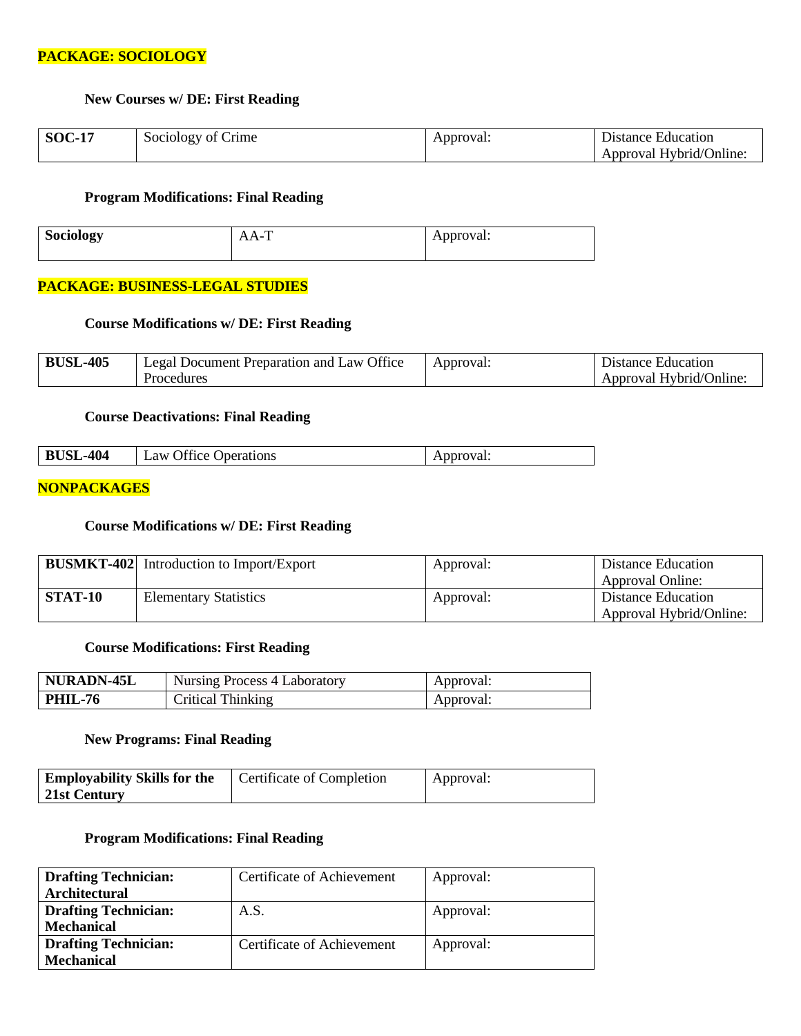**PACKAGE: SOCIOLOGY**

**New Courses w/ DE: First Reading**

| **SOC-17** | Sociology of Crime | Approval: | Distance Education Approval Hybrid/Online: |
|---|---|---|---|

**Program Modifications: Final Reading**

| **Sociology** | AA-T | Approval: |
|---|---|---|

**PACKAGE: BUSINESS-LEGAL STUDIES**

**Course Modifications w/ DE: First Reading**

| **BUSL-405** | Legal Document Preparation and Law Office Procedures | Approval: | Distance Education Approval Hybrid/Online: |
|---|---|---|---|

**Course Deactivations: Final Reading**

| **BUSL-404** | Law Office Operations | Approval: |
|---|---|---|

**NONPACKAGES**

**Course Modifications w/ DE: First Reading**

| **BUSMKT-402** | Introduction to Import/Export | Approval: | Distance Education Approval Online: |
|---|---|---|---|
| **STAT-10** | Elementary Statistics | Approval: | Distance Education Approval Hybrid/Online: |

**Course Modifications: First Reading**

| **NURADN-45L** | Nursing Process 4 Laboratory | Approval: |
|---|---|---|
| **PHIL-76** | Critical Thinking | Approval: |

**New Programs: Final Reading**

| **Employability Skills for the 21st Century** | Certificate of Completion | Approval: |
|---|---|---|

**Program Modifications: Final Reading**

| **Drafting Technician: Architectural** | Certificate of Achievement | Approval: |
|---|---|---|
| **Drafting Technician: Mechanical** | A.S. | Approval: |
| **Drafting Technician: Mechanical** | Certificate of Achievement | Approval: |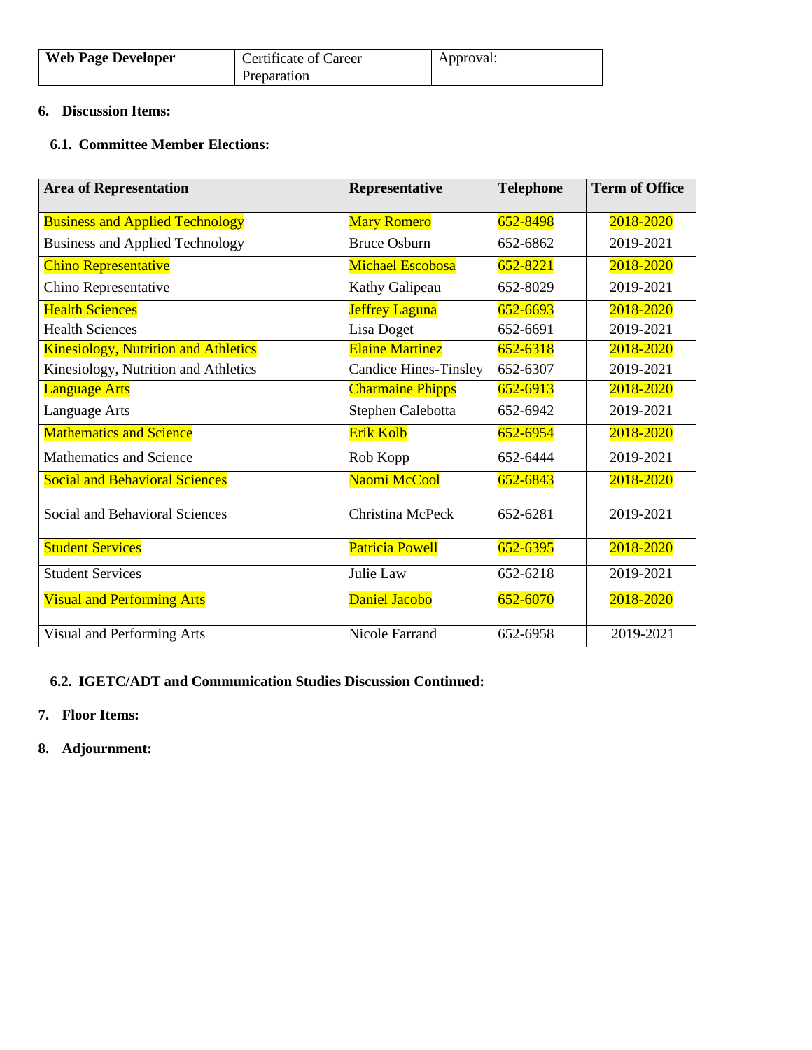| | | |
|---|---|---|
| **Web Page Developer** | Certificate of Career Preparation | Approval: |

**6. Discussion Items:**

**6.1. Committee Member Elections:**

| Area of Representation | Representative | Telephone | Term of Office |
|---|---|---|---|
| Business and Applied Technology | Mary Romero | 652-8498 | 2018-2020 |
| Business and Applied Technology | Bruce Osburn | 652-6862 | 2019-2021 |
| Chino Representative | Michael Escobosa | 652-8221 | 2018-2020 |
| Chino Representative | Kathy Galipeau | 652-8029 | 2019-2021 |
| Health Sciences | Jeffrey Laguna | 652-6693 | 2018-2020 |
| Health Sciences | Lisa Doget | 652-6691 | 2019-2021 |
| Kinesiology, Nutrition and Athletics | Elaine Martinez | 652-6318 | 2018-2020 |
| Kinesiology, Nutrition and Athletics | Candice Hines-Tinsley | 652-6307 | 2019-2021 |
| Language Arts | Charmaine Phipps | 652-6913 | 2018-2020 |
| Language Arts | Stephen Calebotta | 652-6942 | 2019-2021 |
| Mathematics and Science | Erik Kolb | 652-6954 | 2018-2020 |
| Mathematics and Science | Rob Kopp | 652-6444 | 2019-2021 |
| Social and Behavioral Sciences | Naomi McCool | 652-6843 | 2018-2020 |
| Social and Behavioral Sciences | Christina McPeck | 652-6281 | 2019-2021 |
| Student Services | Patricia Powell | 652-6395 | 2018-2020 |
| Student Services | Julie Law | 652-6218 | 2019-2021 |
| Visual and Performing Arts | Daniel Jacobo | 652-6070 | 2018-2020 |
| Visual and Performing Arts | Nicole Farrand | 652-6958 | 2019-2021 |

**6.2. IGETC/ADT and Communication Studies Discussion Continued:**

**7. Floor Items:**

**8. Adjournment:**